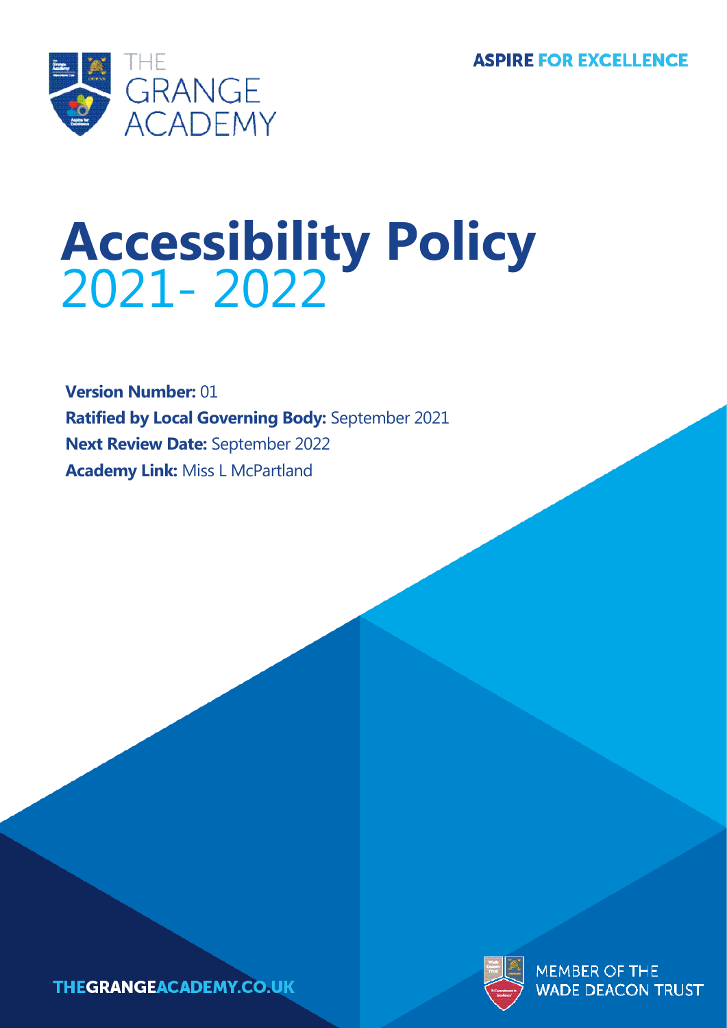THE GRANGE ACADEMY

ASPIRE FOR EXCELLENCE

# Accessibility Policy

## 2021- 2022

**Version Number:** 01
**Ratified by Local Governing Body:** September 2021
**Next Review Date:** September 2022
**Academy Link:** Miss L McPartland

THEGRANGEACADEMY.CO.UK

MEMBER OF THE WADE DEACON TRUST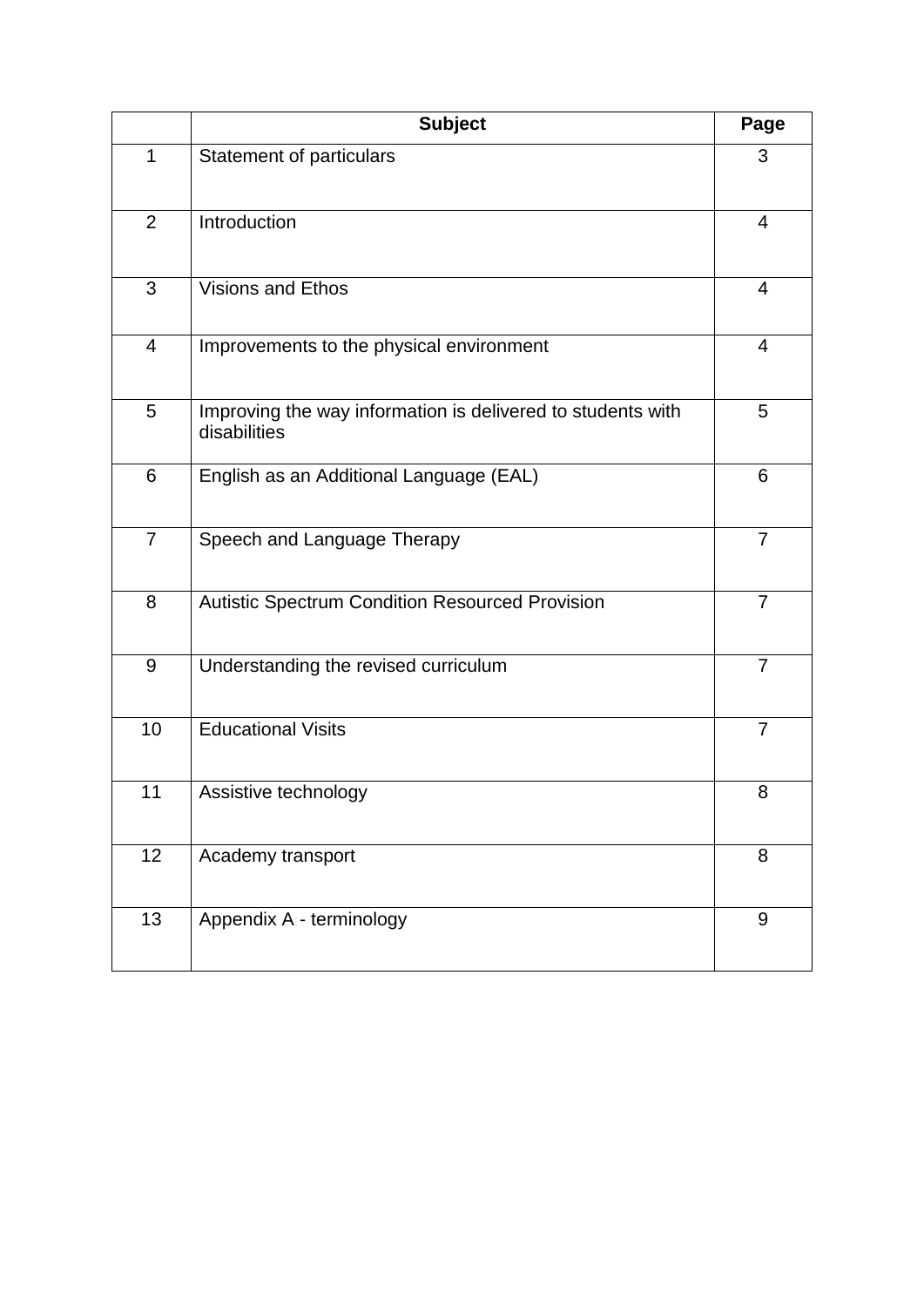|  | Subject | Page |
|---|---|---|
| 1 | Statement of particulars | 3 |
| 2 | Introduction | 4 |
| 3 | Visions and Ethos | 4 |
| 4 | Improvements to the physical environment | 4 |
| 5 | Improving the way information is delivered to students with disabilities | 5 |
| 6 | English as an Additional Language (EAL) | 6 |
| 7 | Speech and Language Therapy | 7 |
| 8 | Autistic Spectrum Condition Resourced Provision | 7 |
| 9 | Understanding the revised curriculum | 7 |
| 10 | Educational Visits | 7 |
| 11 | Assistive technology | 8 |
| 12 | Academy transport | 8 |
| 13 | Appendix A - terminology | 9 |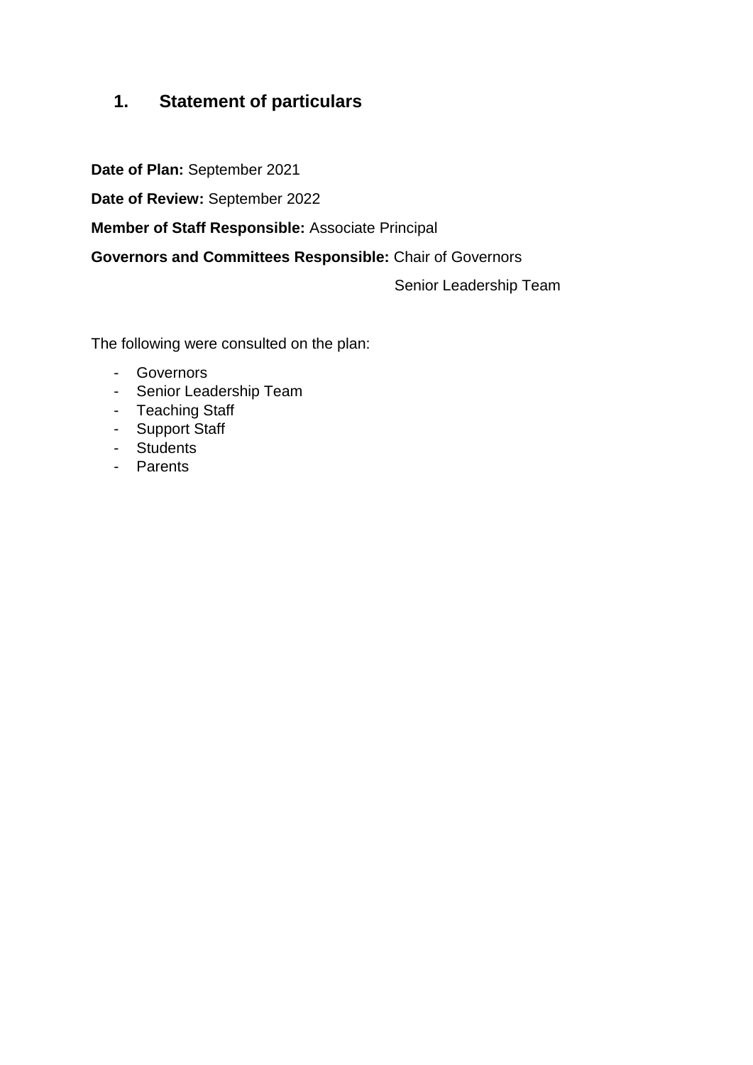## 1. Statement of particulars

**Date of Plan:** September 2021

**Date of Review:** September 2022

**Member of Staff Responsible:** Associate Principal

**Governors and Committees Responsible:** Chair of Governors

Senior Leadership Team

The following were consulted on the plan:

- Governors
- Senior Leadership Team
- Teaching Staff
- Support Staff
- Students
- Parents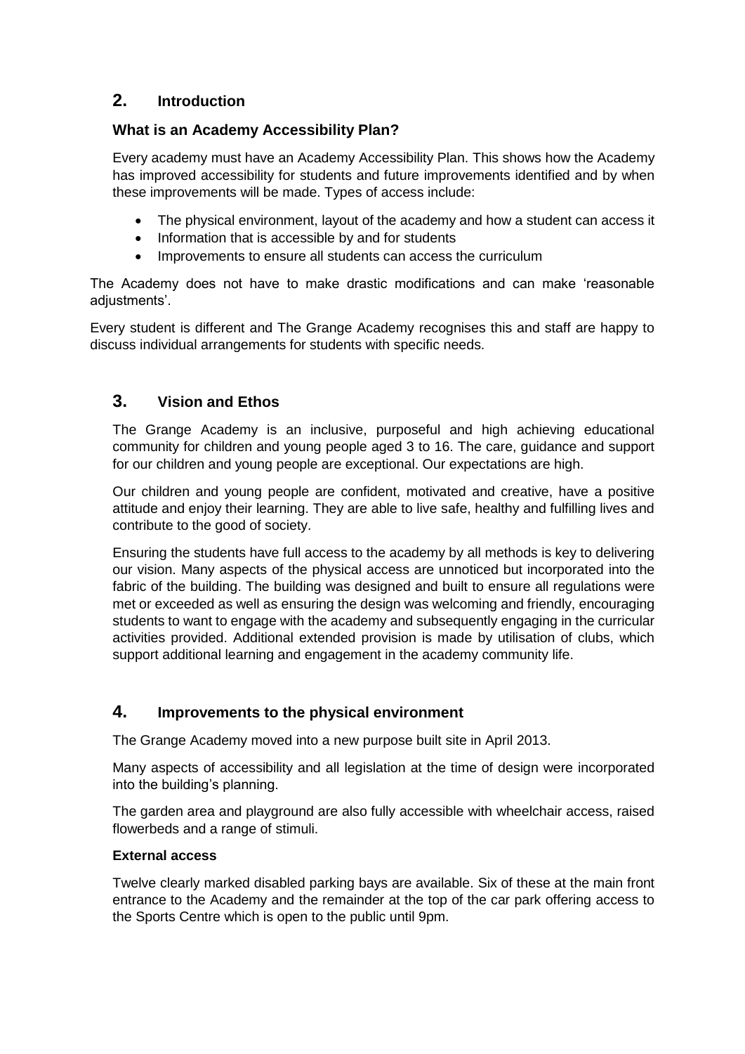## 2. Introduction

### What is an Academy Accessibility Plan?

Every academy must have an Academy Accessibility Plan. This shows how the Academy has improved accessibility for students and future improvements identified and by when these improvements will be made. Types of access include:

- The physical environment, layout of the academy and how a student can access it
- Information that is accessible by and for students
- Improvements to ensure all students can access the curriculum

The Academy does not have to make drastic modifications and can make 'reasonable adjustments'.

Every student is different and The Grange Academy recognises this and staff are happy to discuss individual arrangements for students with specific needs.

## 3. Vision and Ethos

The Grange Academy is an inclusive, purposeful and high achieving educational community for children and young people aged 3 to 16. The care, guidance and support for our children and young people are exceptional. Our expectations are high.

Our children and young people are confident, motivated and creative, have a positive attitude and enjoy their learning. They are able to live safe, healthy and fulfilling lives and contribute to the good of society.

Ensuring the students have full access to the academy by all methods is key to delivering our vision. Many aspects of the physical access are unnoticed but incorporated into the fabric of the building. The building was designed and built to ensure all regulations were met or exceeded as well as ensuring the design was welcoming and friendly, encouraging students to want to engage with the academy and subsequently engaging in the curricular activities provided. Additional extended provision is made by utilisation of clubs, which support additional learning and engagement in the academy community life.

## 4. Improvements to the physical environment

The Grange Academy moved into a new purpose built site in April 2013.

Many aspects of accessibility and all legislation at the time of design were incorporated into the building's planning.

The garden area and playground are also fully accessible with wheelchair access, raised flowerbeds and a range of stimuli.

**External access**

Twelve clearly marked disabled parking bays are available. Six of these at the main front entrance to the Academy and the remainder at the top of the car park offering access to the Sports Centre which is open to the public until 9pm.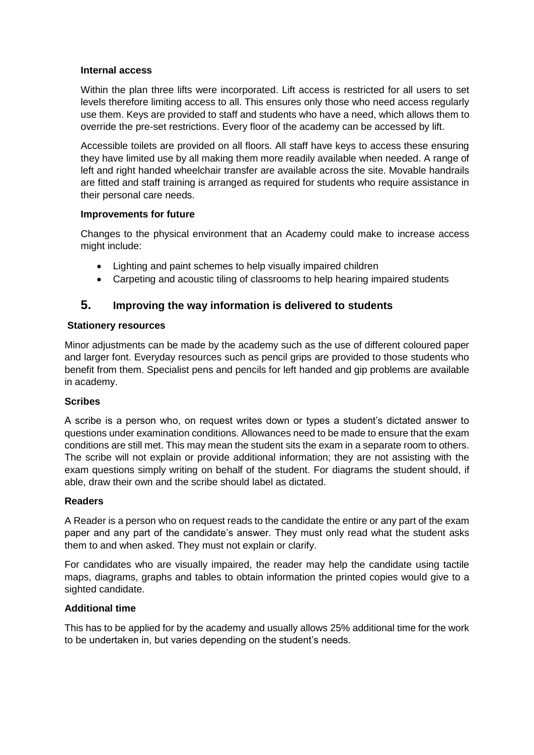**Internal access**

Within the plan three lifts were incorporated. Lift access is restricted for all users to set levels therefore limiting access to all. This ensures only those who need access regularly use them. Keys are provided to staff and students who have a need, which allows them to override the pre-set restrictions. Every floor of the academy can be accessed by lift.

Accessible toilets are provided on all floors. All staff have keys to access these ensuring they have limited use by all making them more readily available when needed. A range of left and right handed wheelchair transfer are available across the site. Movable handrails are fitted and staff training is arranged as required for students who require assistance in their personal care needs.

**Improvements for future**

Changes to the physical environment that an Academy could make to increase access might include:

- Lighting and paint schemes to help visually impaired children
- Carpeting and acoustic tiling of classrooms to help hearing impaired students

## 5. Improving the way information is delivered to students

**Stationery resources**

Minor adjustments can be made by the academy such as the use of different coloured paper and larger font. Everyday resources such as pencil grips are provided to those students who benefit from them. Specialist pens and pencils for left handed and gip problems are available in academy.

**Scribes**

A scribe is a person who, on request writes down or types a student's dictated answer to questions under examination conditions. Allowances need to be made to ensure that the exam conditions are still met. This may mean the student sits the exam in a separate room to others. The scribe will not explain or provide additional information; they are not assisting with the exam questions simply writing on behalf of the student. For diagrams the student should, if able, draw their own and the scribe should label as dictated.

**Readers**

A Reader is a person who on request reads to the candidate the entire or any part of the exam paper and any part of the candidate's answer. They must only read what the student asks them to and when asked. They must not explain or clarify.

For candidates who are visually impaired, the reader may help the candidate using tactile maps, diagrams, graphs and tables to obtain information the printed copies would give to a sighted candidate.

**Additional time**

This has to be applied for by the academy and usually allows 25% additional time for the work to be undertaken in, but varies depending on the student's needs.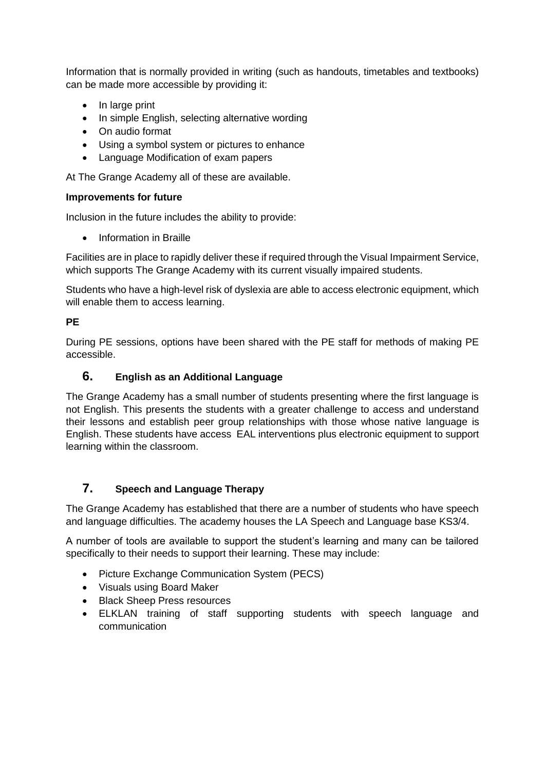Information that is normally provided in writing (such as handouts, timetables and textbooks) can be made more accessible by providing it:

- In large print
- In simple English, selecting alternative wording
- On audio format
- Using a symbol system or pictures to enhance
- Language Modification of exam papers

At The Grange Academy all of these are available.

**Improvements for future**

Inclusion in the future includes the ability to provide:

- Information in Braille

Facilities are in place to rapidly deliver these if required through the Visual Impairment Service, which supports The Grange Academy with its current visually impaired students.

Students who have a high-level risk of dyslexia are able to access electronic equipment, which will enable them to access learning.

**PE**

During PE sessions, options have been shared with the PE staff for methods of making PE accessible.

## 6. English as an Additional Language

The Grange Academy has a small number of students presenting where the first language is not English. This presents the students with a greater challenge to access and understand their lessons and establish peer group relationships with those whose native language is English. These students have access EAL interventions plus electronic equipment to support learning within the classroom.

## 7. Speech and Language Therapy

The Grange Academy has established that there are a number of students who have speech and language difficulties. The academy houses the LA Speech and Language base KS3/4.

A number of tools are available to support the student's learning and many can be tailored specifically to their needs to support their learning. These may include:

- Picture Exchange Communication System (PECS)
- Visuals using Board Maker
- Black Sheep Press resources
- ELKLAN training of staff supporting students with speech language and communication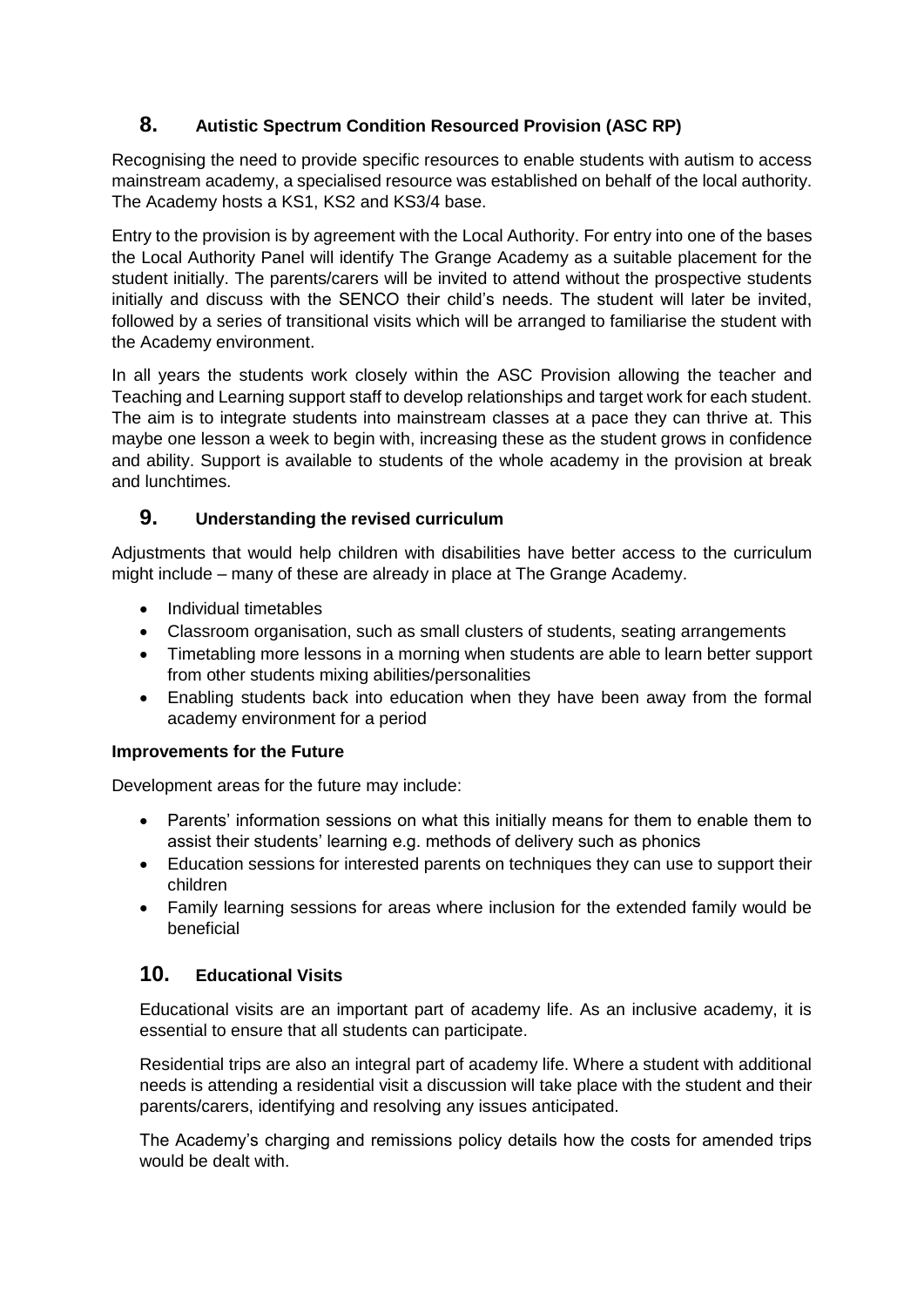## 8. Autistic Spectrum Condition Resourced Provision (ASC RP)

Recognising the need to provide specific resources to enable students with autism to access mainstream academy, a specialised resource was established on behalf of the local authority. The Academy hosts a KS1, KS2 and KS3/4 base.

Entry to the provision is by agreement with the Local Authority. For entry into one of the bases the Local Authority Panel will identify The Grange Academy as a suitable placement for the student initially. The parents/carers will be invited to attend without the prospective students initially and discuss with the SENCO their child's needs. The student will later be invited, followed by a series of transitional visits which will be arranged to familiarise the student with the Academy environment.

In all years the students work closely within the ASC Provision allowing the teacher and Teaching and Learning support staff to develop relationships and target work for each student. The aim is to integrate students into mainstream classes at a pace they can thrive at. This maybe one lesson a week to begin with, increasing these as the student grows in confidence and ability. Support is available to students of the whole academy in the provision at break and lunchtimes.

## 9. Understanding the revised curriculum

Adjustments that would help children with disabilities have better access to the curriculum might include – many of these are already in place at The Grange Academy.

- Individual timetables
- Classroom organisation, such as small clusters of students, seating arrangements
- Timetabling more lessons in a morning when students are able to learn better support from other students mixing abilities/personalities
- Enabling students back into education when they have been away from the formal academy environment for a period

**Improvements for the Future**

Development areas for the future may include:

- Parents' information sessions on what this initially means for them to enable them to assist their students' learning e.g. methods of delivery such as phonics
- Education sessions for interested parents on techniques they can use to support their children
- Family learning sessions for areas where inclusion for the extended family would be beneficial

## 10. Educational Visits

Educational visits are an important part of academy life. As an inclusive academy, it is essential to ensure that all students can participate.

Residential trips are also an integral part of academy life. Where a student with additional needs is attending a residential visit a discussion will take place with the student and their parents/carers, identifying and resolving any issues anticipated.

The Academy's charging and remissions policy details how the costs for amended trips would be dealt with.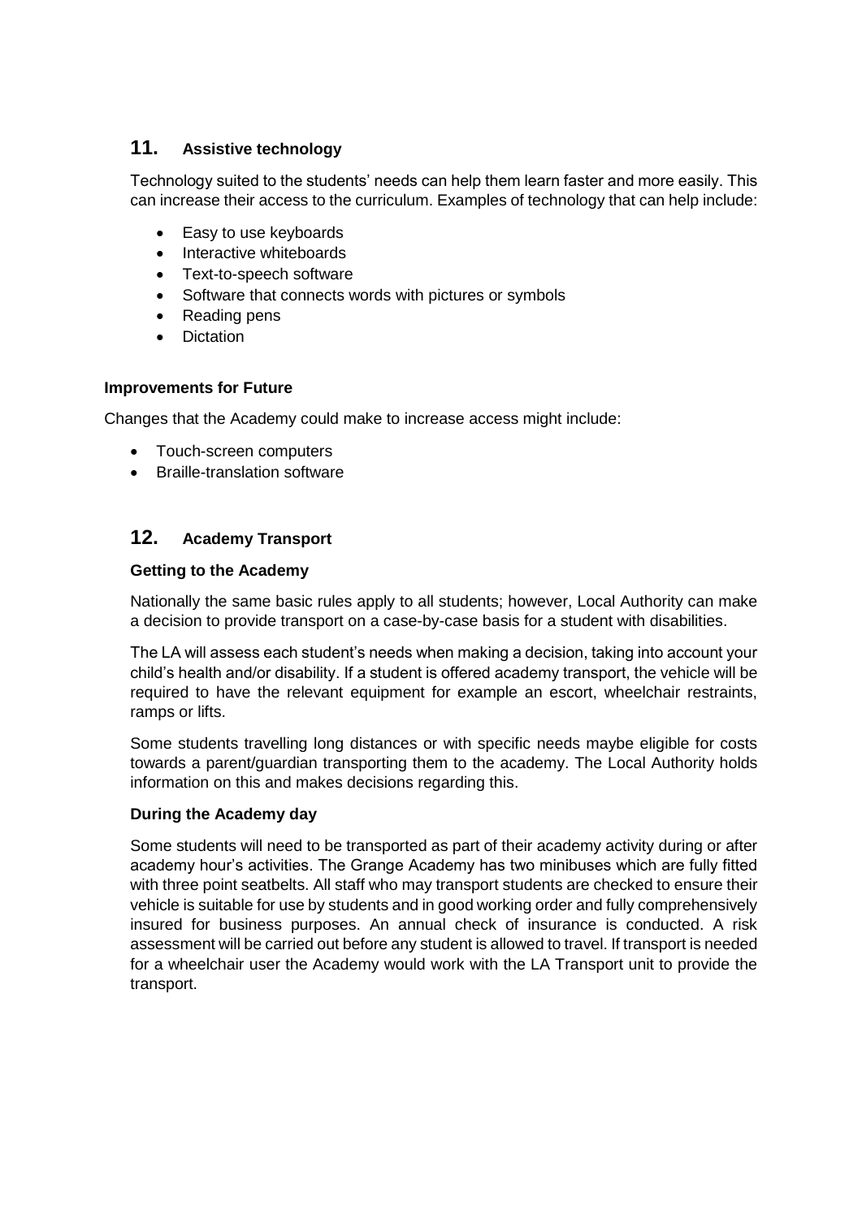## 11. Assistive technology

Technology suited to the students' needs can help them learn faster and more easily. This can increase their access to the curriculum. Examples of technology that can help include:

- Easy to use keyboards
- Interactive whiteboards
- Text-to-speech software
- Software that connects words with pictures or symbols
- Reading pens
- Dictation

### Improvements for Future

Changes that the Academy could make to increase access might include:

- Touch-screen computers
- Braille-translation software

## 12. Academy Transport

### Getting to the Academy

Nationally the same basic rules apply to all students; however, Local Authority can make a decision to provide transport on a case-by-case basis for a student with disabilities.

The LA will assess each student's needs when making a decision, taking into account your child's health and/or disability. If a student is offered academy transport, the vehicle will be required to have the relevant equipment for example an escort, wheelchair restraints, ramps or lifts.

Some students travelling long distances or with specific needs maybe eligible for costs towards a parent/guardian transporting them to the academy. The Local Authority holds information on this and makes decisions regarding this.

### During the Academy day

Some students will need to be transported as part of their academy activity during or after academy hour's activities. The Grange Academy has two minibuses which are fully fitted with three point seatbelts. All staff who may transport students are checked to ensure their vehicle is suitable for use by students and in good working order and fully comprehensively insured for business purposes. An annual check of insurance is conducted. A risk assessment will be carried out before any student is allowed to travel. If transport is needed for a wheelchair user the Academy would work with the LA Transport unit to provide the transport.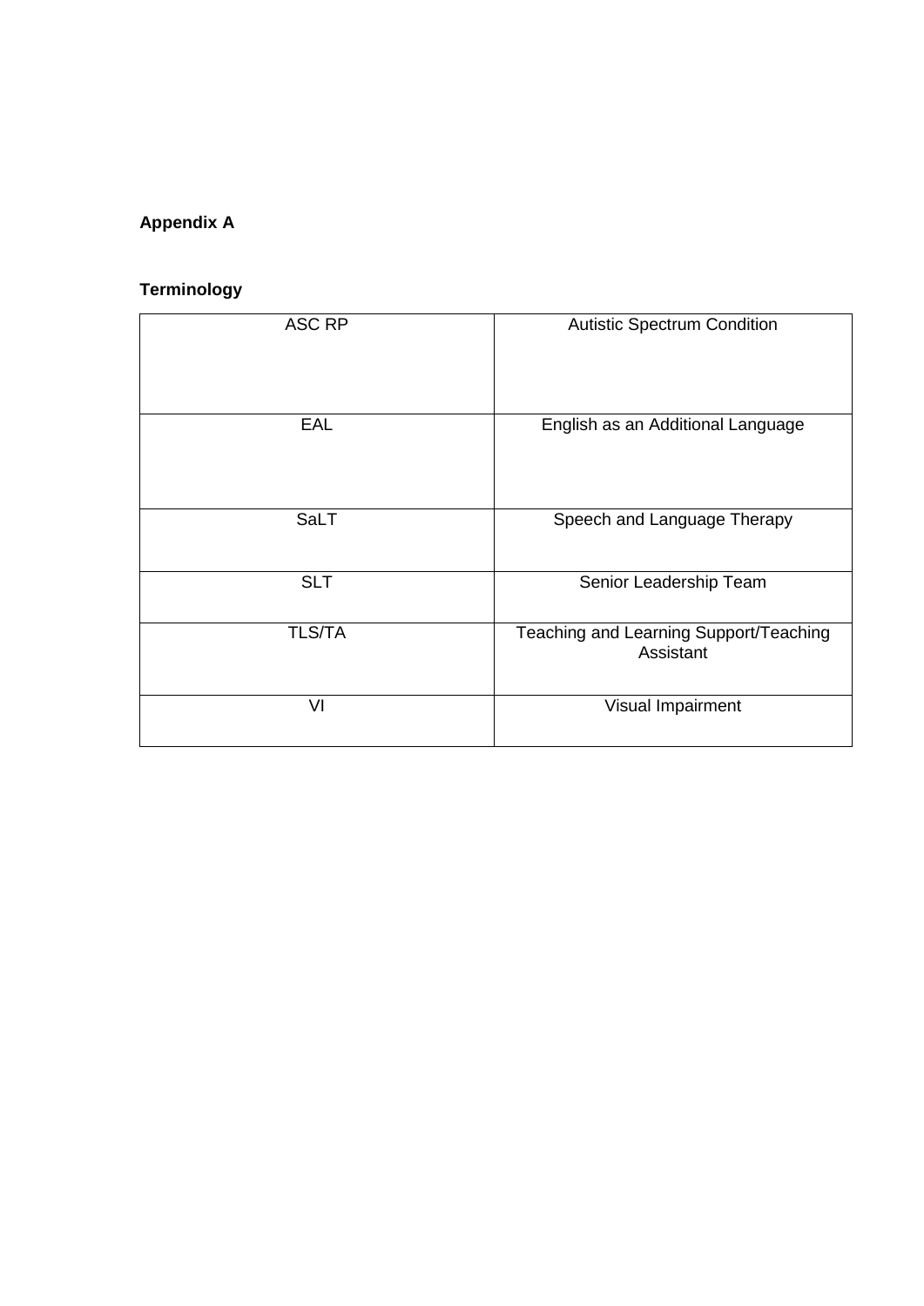**Appendix A**

**Terminology**

| | |
|---|---|
| ASC RP | Autistic Spectrum Condition |
| EAL | English as an Additional Language |
| SaLT | Speech and Language Therapy |
| SLT | Senior Leadership Team |
| TLS/TA | Teaching and Learning Support/Teaching Assistant |
| VI | Visual Impairment |